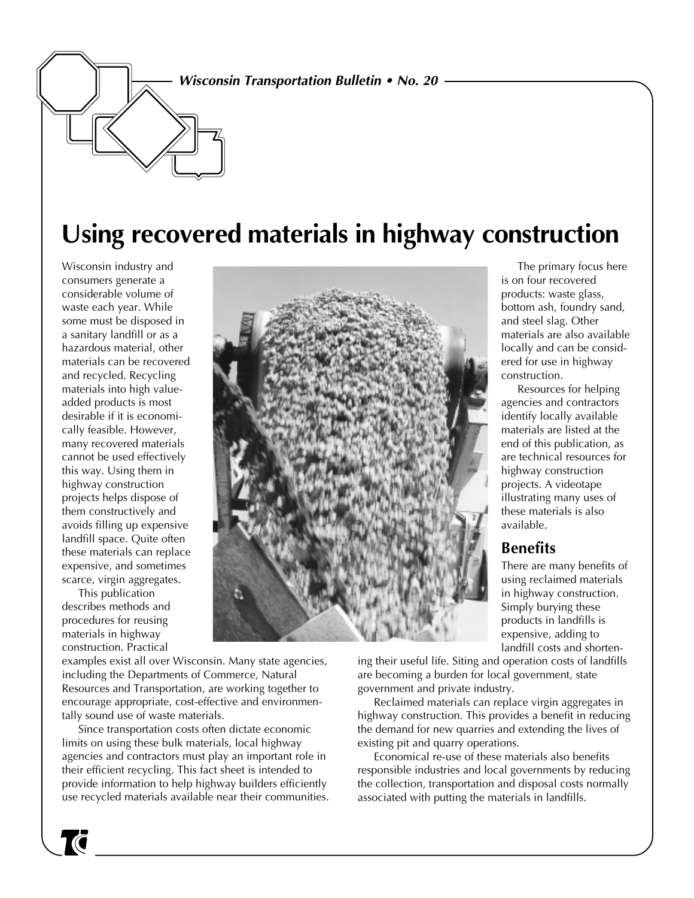# Using recovered materials in highway construction

Wisconsin industry and consumers generate a considerable volume of waste each year. While some must be disposed in a sanitary landfill or as a hazardous material, other materials can be recovered and recycled. Recycling materials into high value-added products is most desirable if it is economically feasible. However, many recovered materials cannot be used effectively this way. Using them in highway construction projects helps dispose of them constructively and avoids filling up expensive landfill space. Quite often these materials can replace expensive, and sometimes scarce, virgin aggregates.

This publication describes methods and procedures for reusing materials in highway construction. Practical examples exist all over Wisconsin. Many state agencies, including the Departments of Commerce, Natural Resources and Transportation, are working together to encourage appropriate, cost-effective and environmentally sound use of waste materials.

Since transportation costs often dictate economic limits on using these bulk materials, local highway agencies and contractors must play an important role in their efficient recycling. This fact sheet is intended to provide information to help highway builders efficiently use recycled materials available near their communities.

The primary focus here is on four recovered products: waste glass, bottom ash, foundry sand, and steel slag. Other materials are also available locally and can be considered for use in highway construction.

Resources for helping agencies and contractors identify locally available materials are listed at the end of this publication, as are technical resources for highway construction projects. A videotape illustrating many uses of these materials is also available.

## Benefits

There are many benefits of using reclaimed materials in highway construction. Simply burying these products in landfills is expensive, adding to landfill costs and shortening their useful life. Siting and operation costs of landfills are becoming a burden for local government, state government and private industry.

Reclaimed materials can replace virgin aggregates in highway construction. This provides a benefit in reducing the demand for new quarries and extending the lives of existing pit and quarry operations.

Economical re-use of these materials also benefits responsible industries and local governments by reducing the collection, transportation and disposal costs normally associated with putting the materials in landfills.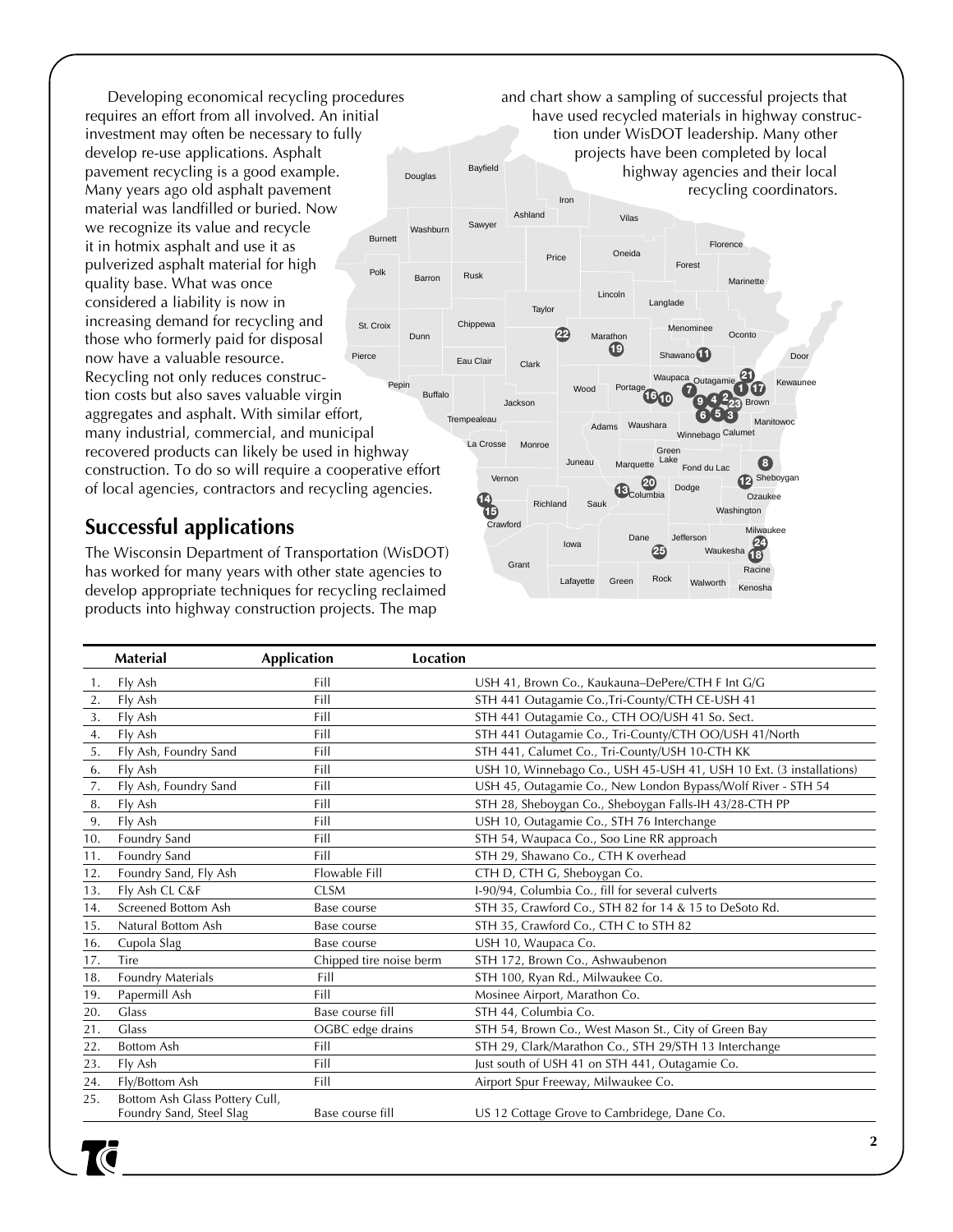Developing economical recycling procedures requires an effort from all involved. An initial investment may often be necessary to fully develop re-use applications. Asphalt pavement recycling is a good example. Many years ago old asphalt pavement material was landfilled or buried. Now we recognize its value and recycle it in hotmix asphalt and use it as pulverized asphalt material for high quality base. What was once considered a liability is now in increasing demand for recycling and those who formerly paid for disposal now have a valuable resource. Recycling not only reduces construction costs but also saves valuable virgin aggregates and asphalt. With similar effort, many industrial, commercial, and municipal recovered products can likely be used in highway construction. To do so will require a cooperative effort of local agencies, contractors and recycling agencies.

## Successful applications

The Wisconsin Department of Transportation (WisDOT) has worked for many years with other state agencies to develop appropriate techniques for recycling reclaimed products into highway construction projects. The map and chart show a sampling of successful projects that have used recycled materials in highway construction under WisDOT leadership. Many other projects have been completed by local highway agencies and their local recycling coordinators.

| | Material | Application | Location |
|---|---|---|---|
| 1. | Fly Ash | Fill | USH 41, Brown Co., Kaukauna–DePere/CTH F Int G/G |
| 2. | Fly Ash | Fill | STH 441 Outagamie Co.,Tri-County/CTH CE-USH 41 |
| 3. | Fly Ash | Fill | STH 441 Outagamie Co., CTH OO/USH 41 So. Sect. |
| 4. | Fly Ash | Fill | STH 441 Outagamie Co., Tri-County/CTH OO/USH 41/North |
| 5. | Fly Ash, Foundry Sand | Fill | STH 441, Calumet Co., Tri-County/USH 10-CTH KK |
| 6. | Fly Ash | Fill | USH 10, Winnebago Co., USH 45-USH 41, USH 10 Ext. (3 installations) |
| 7. | Fly Ash, Foundry Sand | Fill | USH 45, Outagamie Co., New London Bypass/Wolf River - STH 54 |
| 8. | Fly Ash | Fill | STH 28, Sheboygan Co., Sheboygan Falls-IH 43/28-CTH PP |
| 9. | Fly Ash | Fill | USH 10, Outagamie Co., STH 76 Interchange |
| 10. | Foundry Sand | Fill | STH 54, Waupaca Co., Soo Line RR approach |
| 11. | Foundry Sand | Fill | STH 29, Shawano Co., CTH K overhead |
| 12. | Foundry Sand, Fly Ash | Flowable Fill | CTH D, CTH G, Sheboygan Co. |
| 13. | Fly Ash CL C&F | CLSM | I-90/94, Columbia Co., fill for several culverts |
| 14. | Screened Bottom Ash | Base course | STH 35, Crawford Co., STH 82 for 14 & 15 to DeSoto Rd. |
| 15. | Natural Bottom Ash | Base course | STH 35, Crawford Co., CTH C to STH 82 |
| 16. | Cupola Slag | Base course | USH 10, Waupaca Co. |
| 17. | Tire | Chipped tire noise berm | STH 172, Brown Co., Ashwaubenon |
| 18. | Foundry Materials | Fill | STH 100, Ryan Rd., Milwaukee Co. |
| 19. | Papermill Ash | Fill | Mosinee Airport, Marathon Co. |
| 20. | Glass | Base course fill | STH 44, Columbia Co. |
| 21. | Glass | OGBC edge drains | STH 54, Brown Co., West Mason St., City of Green Bay |
| 22. | Bottom Ash | Fill | STH 29, Clark/Marathon Co., STH 29/STH 13 Interchange |
| 23. | Fly Ash | Fill | Just south of USH 41 on STH 441, Outagamie Co. |
| 24. | Fly/Bottom Ash | Fill | Airport Spur Freeway, Milwaukee Co. |
| 25. | Bottom Ash Glass Pottery Cull, Foundry Sand, Steel Slag | Base course fill | US 12 Cottage Grove to Cambridege, Dane Co. |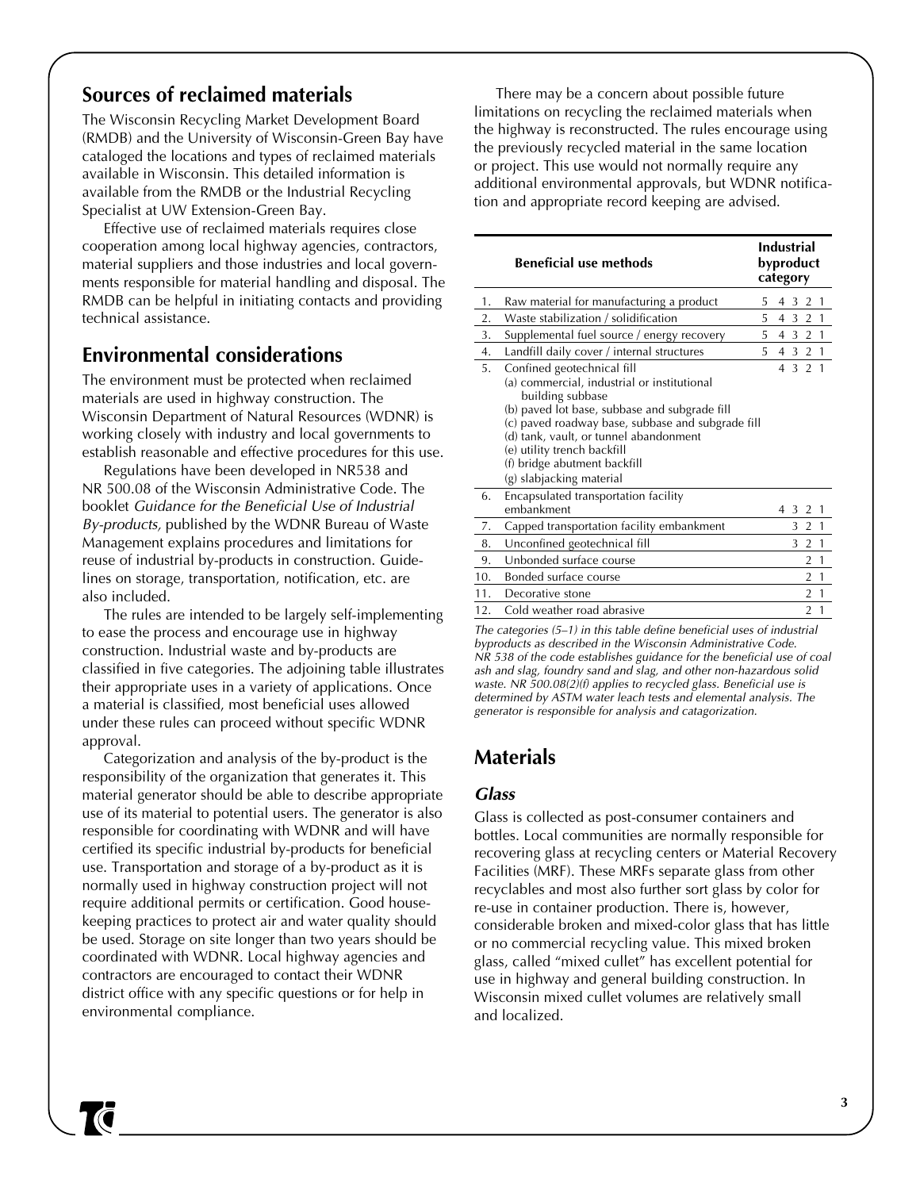## Sources of reclaimed materials

The Wisconsin Recycling Market Development Board (RMDB) and the University of Wisconsin-Green Bay have cataloged the locations and types of reclaimed materials available in Wisconsin. This detailed information is available from the RMDB or the Industrial Recycling Specialist at UW Extension-Green Bay.

Effective use of reclaimed materials requires close cooperation among local highway agencies, contractors, material suppliers and those industries and local governments responsible for material handling and disposal. The RMDB can be helpful in initiating contacts and providing technical assistance.

## Environmental considerations

The environment must be protected when reclaimed materials are used in highway construction. The Wisconsin Department of Natural Resources (WDNR) is working closely with industry and local governments to establish reasonable and effective procedures for this use.

Regulations have been developed in NR538 and NR 500.08 of the Wisconsin Administrative Code. The booklet *Guidance for the Beneficial Use of Industrial By-products,* published by the WDNR Bureau of Waste Management explains procedures and limitations for reuse of industrial by-products in construction. Guidelines on storage, transportation, notification, etc. are also included.

The rules are intended to be largely self-implementing to ease the process and encourage use in highway construction. Industrial waste and by-products are classified in five categories. The adjoining table illustrates their appropriate uses in a variety of applications. Once a material is classified, most beneficial uses allowed under these rules can proceed without specific WDNR approval.

Categorization and analysis of the by-product is the responsibility of the organization that generates it. This material generator should be able to describe appropriate use of its material to potential users. The generator is also responsible for coordinating with WDNR and will have certified its specific industrial by-products for beneficial use. Transportation and storage of a by-product as it is normally used in highway construction project will not require additional permits or certification. Good housekeeping practices to protect air and water quality should be used. Storage on site longer than two years should be coordinated with WDNR. Local highway agencies and contractors are encouraged to contact their WDNR district office with any specific questions or for help in environmental compliance.

There may be a concern about possible future limitations on recycling the reclaimed materials when the highway is reconstructed. The rules encourage using the previously recycled material in the same location or project. This use would not normally require any additional environmental approvals, but WDNR notification and appropriate record keeping are advised.

| | Beneficial use methods | Industrial byproduct category |
|---|---|---|
| 1. | Raw material for manufacturing a product | 5 4 3 2 1 |
| 2. | Waste stabilization / solidification | 5 4 3 2 1 |
| 3. | Supplemental fuel source / energy recovery | 5 4 3 2 1 |
| 4. | Landfill daily cover / internal structures | 5 4 3 2 1 |
| 5. | Confined geotechnical fill<br>(a) commercial, industrial or institutional building subbase<br>(b) paved lot base, subbase and subgrade fill<br>(c) paved roadway base, subbase and subgrade fill<br>(d) tank, vault, or tunnel abandonment<br>(e) utility trench backfill<br>(f) bridge abutment backfill<br>(g) slabjacking material | 4 3 2 1 |
| 6. | Encapsulated transportation facility embankment | 4 3 2 1 |
| 7. | Capped transportation facility embankment | 3 2 1 |
| 8. | Unconfined geotechnical fill | 3 2 1 |
| 9. | Unbonded surface course | 2 1 |
| 10. | Bonded surface course | 2 1 |
| 11. | Decorative stone | 2 1 |
| 12. | Cold weather road abrasive | 2 1 |

*The categories (5–1) in this table define beneficial uses of industrial byproducts as described in the Wisconsin Administrative Code. NR 538 of the code establishes guidance for the beneficial use of coal ash and slag, foundry sand and slag, and other non-hazardous solid waste. NR 500.08(2)(f) applies to recycled glass. Beneficial use is determined by ASTM water leach tests and elemental analysis. The generator is responsible for analysis and catagorization.*

## Materials

### *Glass*

Glass is collected as post-consumer containers and bottles. Local communities are normally responsible for recovering glass at recycling centers or Material Recovery Facilities (MRF). These MRFs separate glass from other recyclables and most also further sort glass by color for re-use in container production. There is, however, considerable broken and mixed-color glass that has little or no commercial recycling value. This mixed broken glass, called "mixed cullet" has excellent potential for use in highway and general building construction. In Wisconsin mixed cullet volumes are relatively small and localized.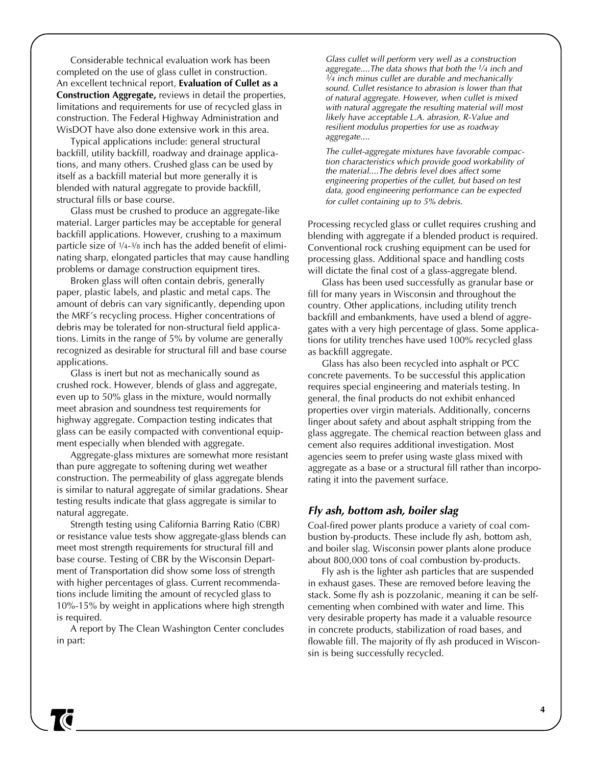Considerable technical evaluation work has been completed on the use of glass cullet in construction. An excellent technical report, **Evaluation of Cullet as a Construction Aggregate,** reviews in detail the properties, limitations and requirements for use of recycled glass in construction. The Federal Highway Administration and WisDOT have also done extensive work in this area.

Typical applications include: general structural backfill, utility backfill, roadway and drainage applications, and many others. Crushed glass can be used by itself as a backfill material but more generally it is blended with natural aggregate to provide backfill, structural fills or base course.

Glass must be crushed to produce an aggregate-like material. Larger particles may be acceptable for general backfill applications. However, crushing to a maximum particle size of 1/4-3/8 inch has the added benefit of eliminating sharp, elongated particles that may cause handling problems or damage construction equipment tires.

Broken glass will often contain debris, generally paper, plastic labels, and plastic and metal caps. The amount of debris can vary significantly, depending upon the MRF's recycling process. Higher concentrations of debris may be tolerated for non-structural field applications. Limits in the range of 5% by volume are generally recognized as desirable for structural fill and base course applications.

Glass is inert but not as mechanically sound as crushed rock. However, blends of glass and aggregate, even up to 50% glass in the mixture, would normally meet abrasion and soundness test requirements for highway aggregate. Compaction testing indicates that glass can be easily compacted with conventional equipment especially when blended with aggregate.

Aggregate-glass mixtures are somewhat more resistant than pure aggregate to softening during wet weather construction. The permeability of glass aggregate blends is similar to natural aggregate of similar gradations. Shear testing results indicate that glass aggregate is similar to natural aggregate.

Strength testing using California Barring Ratio (CBR) or resistance value tests show aggregate-glass blends can meet most strength requirements for structural fill and base course. Testing of CBR by the Wisconsin Department of Transportation did show some loss of strength with higher percentages of glass. Current recommendations include limiting the amount of recycled glass to 10%-15% by weight in applications where high strength is required.

A report by The Clean Washington Center concludes in part:

*Glass cullet will perform very well as a construction aggregate....The data shows that both the 1/4 inch and 3/4 inch minus cullet are durable and mechanically sound. Cullet resistance to abrasion is lower than that of natural aggregate. However, when cullet is mixed with natural aggregate the resulting material will most likely have acceptable L.A. abrasion, R-Value and resilient modulus properties for use as roadway aggregate....*

*The cullet-aggregate mixtures have favorable compaction characteristics which provide good workability of the material....The debris level does affect some engineering properties of the cullet, but based on test data, good engineering performance can be expected for cullet containing up to 5% debris.*

Processing recycled glass or cullet requires crushing and blending with aggregate if a blended product is required. Conventional rock crushing equipment can be used for processing glass. Additional space and handling costs will dictate the final cost of a glass-aggregate blend.

Glass has been used successfully as granular base or fill for many years in Wisconsin and throughout the country. Other applications, including utility trench backfill and embankments, have used a blend of aggregates with a very high percentage of glass. Some applications for utility trenches have used 100% recycled glass as backfill aggregate.

Glass has also been recycled into asphalt or PCC concrete pavements. To be successful this application requires special engineering and materials testing. In general, the final products do not exhibit enhanced properties over virgin materials. Additionally, concerns linger about safety and about asphalt stripping from the glass aggregate. The chemical reaction between glass and cement also requires additional investigation. Most agencies seem to prefer using waste glass mixed with aggregate as a base or a structural fill rather than incorporating it into the pavement surface.

## *Fly ash, bottom ash, boiler slag*

Coal-fired power plants produce a variety of coal combustion by-products. These include fly ash, bottom ash, and boiler slag. Wisconsin power plants alone produce about 800,000 tons of coal combustion by-products.

Fly ash is the lighter ash particles that are suspended in exhaust gases. These are removed before leaving the stack. Some fly ash is pozzolanic, meaning it can be self-cementing when combined with water and lime. This very desirable property has made it a valuable resource in concrete products, stabilization of road bases, and flowable fill. The majority of fly ash produced in Wisconsin is being successfully recycled.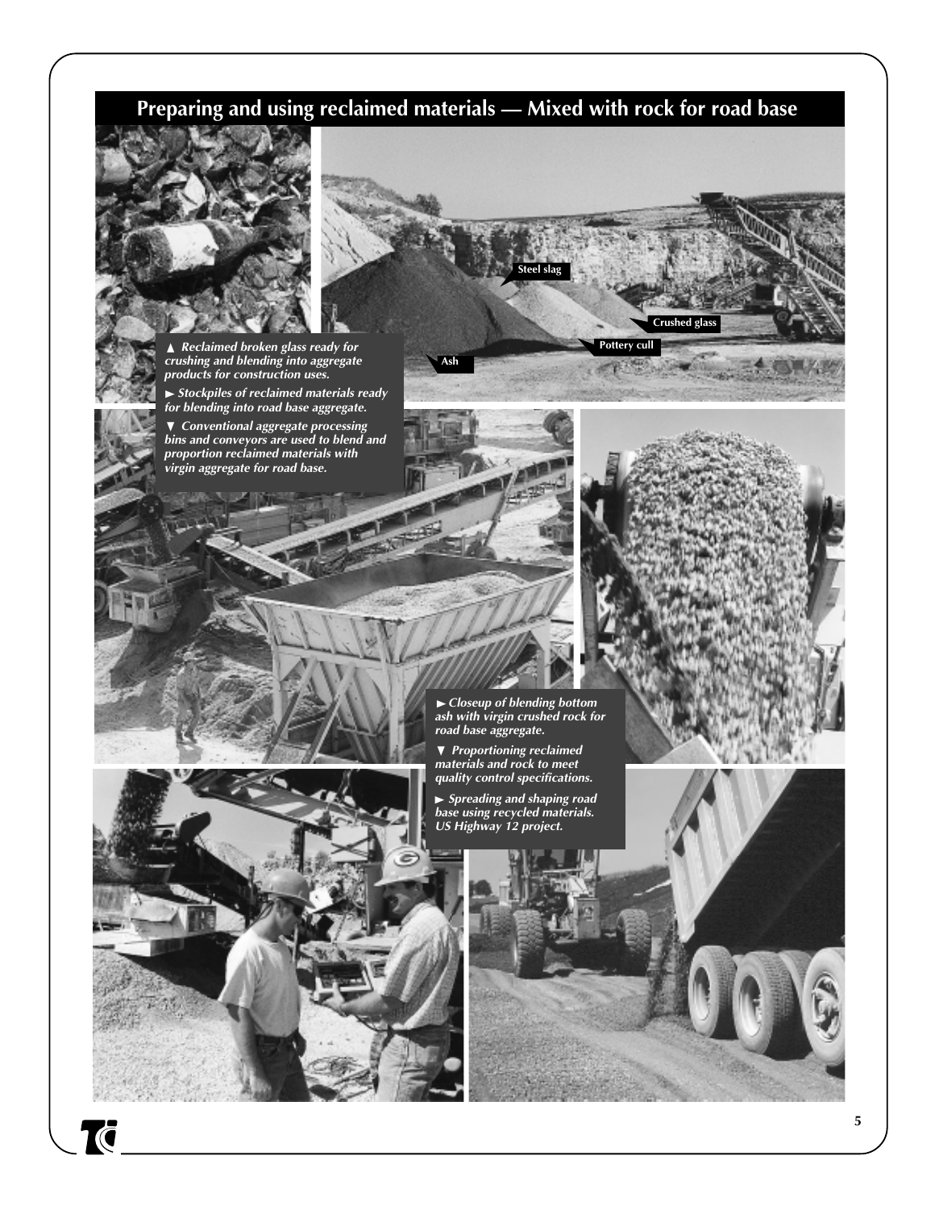## Preparing and using reclaimed materials — Mixed with rock for road base

*▲ Reclaimed broken glass ready for crushing and blending into aggregate products for construction uses.*

*► Stockpiles of reclaimed materials ready for blending into road base aggregate.*

*▼ Conventional aggregate processing bins and conveyors are used to blend and proportion reclaimed materials with virgin aggregate for road base.*

Steel slag

Crushed glass

Pottery cull

Ash

*► Closeup of blending bottom ash with virgin crushed rock for road base aggregate.*

*▼ Proportioning reclaimed materials and rock to meet quality control specifications.*

*► Spreading and shaping road base using recycled materials. US Highway 12 project.*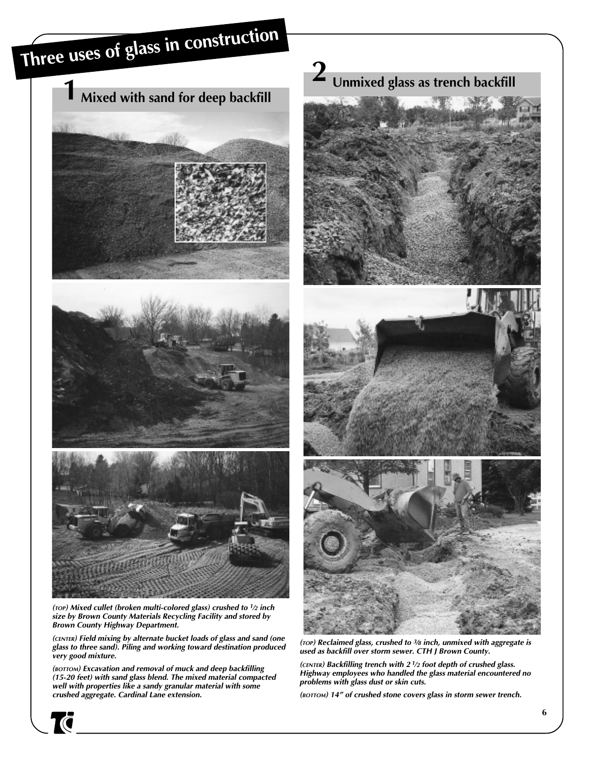# Three uses of glass in construction

## 1 Mixed with sand for deep backfill

*(TOP) Mixed cullet (broken multi-colored glass) crushed to ½ inch size by Brown County Materials Recycling Facility and stored by Brown County Highway Department.*

*(CENTER) Field mixing by alternate bucket loads of glass and sand (one glass to three sand). Piling and working toward destination produced very good mixture.*

*(BOTTOM) Excavation and removal of muck and deep backfilling (15-20 feet) with sand glass blend. The mixed material compacted well with properties like a sandy granular material with some crushed aggregate. Cardinal Lane extension.*

## 2 Unmixed glass as trench backfill

*(TOP) Reclaimed glass, crushed to ⅜ inch, unmixed with aggregate is used as backfill over storm sewer. CTH J Brown County.*

*(CENTER) Backfilling trench with 2 ½ foot depth of crushed glass. Highway employees who handled the glass material encountered no problems with glass dust or skin cuts.*

*(BOTTOM) 14" of crushed stone covers glass in storm sewer trench.*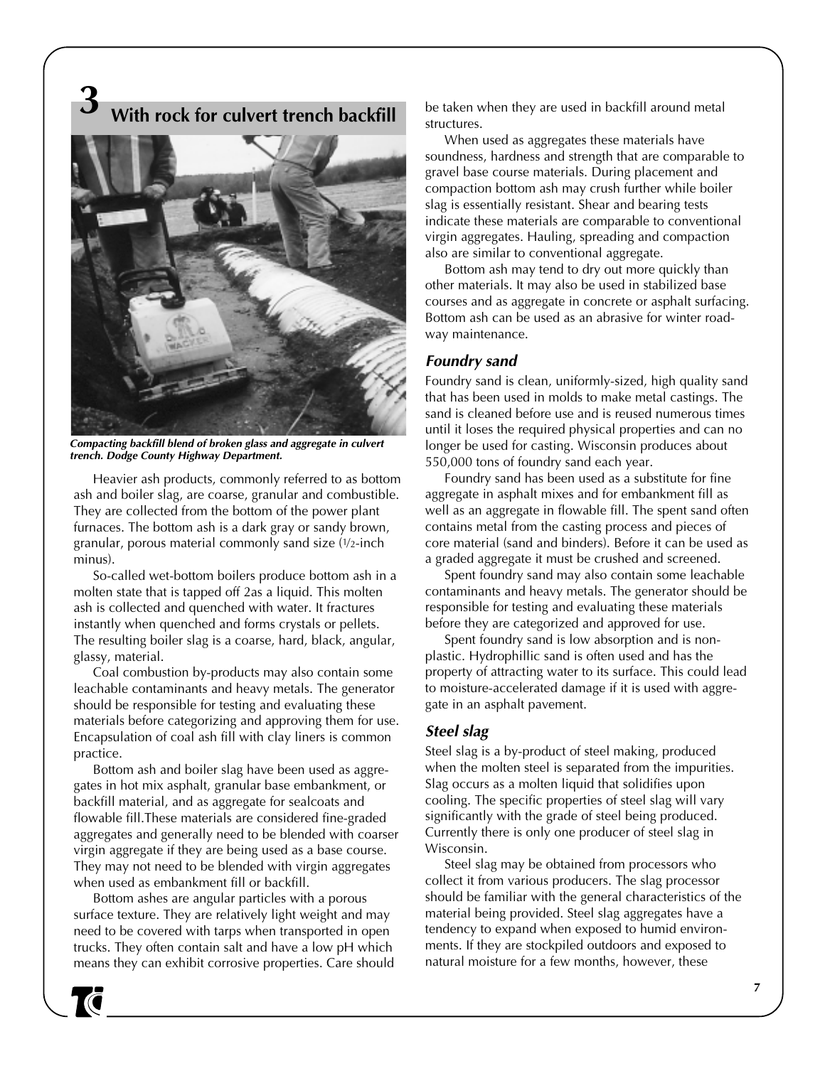## 3 With rock for culvert trench backfill

*Compacting backfill blend of broken glass and aggregate in culvert trench. Dodge County Highway Department.*

Heavier ash products, commonly referred to as bottom ash and boiler slag, are coarse, granular and combustible. They are collected from the bottom of the power plant furnaces. The bottom ash is a dark gray or sandy brown, granular, porous material commonly sand size (1/2-inch minus).

So-called wet-bottom boilers produce bottom ash in a molten state that is tapped off 2as a liquid. This molten ash is collected and quenched with water. It fractures instantly when quenched and forms crystals or pellets. The resulting boiler slag is a coarse, hard, black, angular, glassy, material.

Coal combustion by-products may also contain some leachable contaminants and heavy metals. The generator should be responsible for testing and evaluating these materials before categorizing and approving them for use. Encapsulation of coal ash fill with clay liners is common practice.

Bottom ash and boiler slag have been used as aggregates in hot mix asphalt, granular base embankment, or backfill material, and as aggregate for sealcoats and flowable fill.These materials are considered fine-graded aggregates and generally need to be blended with coarser virgin aggregate if they are being used as a base course. They may not need to be blended with virgin aggregates when used as embankment fill or backfill.

Bottom ashes are angular particles with a porous surface texture. They are relatively light weight and may need to be covered with tarps when transported in open trucks. They often contain salt and have a low pH which means they can exhibit corrosive properties. Care should be taken when they are used in backfill around metal structures.

When used as aggregates these materials have soundness, hardness and strength that are comparable to gravel base course materials. During placement and compaction bottom ash may crush further while boiler slag is essentially resistant. Shear and bearing tests indicate these materials are comparable to conventional virgin aggregates. Hauling, spreading and compaction also are similar to conventional aggregate.

Bottom ash may tend to dry out more quickly than other materials. It may also be used in stabilized base courses and as aggregate in concrete or asphalt surfacing. Bottom ash can be used as an abrasive for winter roadway maintenance.

### *Foundry sand*

Foundry sand is clean, uniformly-sized, high quality sand that has been used in molds to make metal castings. The sand is cleaned before use and is reused numerous times until it loses the required physical properties and can no longer be used for casting. Wisconsin produces about 550,000 tons of foundry sand each year.

Foundry sand has been used as a substitute for fine aggregate in asphalt mixes and for embankment fill as well as an aggregate in flowable fill. The spent sand often contains metal from the casting process and pieces of core material (sand and binders). Before it can be used as a graded aggregate it must be crushed and screened.

Spent foundry sand may also contain some leachable contaminants and heavy metals. The generator should be responsible for testing and evaluating these materials before they are categorized and approved for use.

Spent foundry sand is low absorption and is non-plastic. Hydrophillic sand is often used and has the property of attracting water to its surface. This could lead to moisture-accelerated damage if it is used with aggregate in an asphalt pavement.

### *Steel slag*

Steel slag is a by-product of steel making, produced when the molten steel is separated from the impurities. Slag occurs as a molten liquid that solidifies upon cooling. The specific properties of steel slag will vary significantly with the grade of steel being produced. Currently there is only one producer of steel slag in Wisconsin.

Steel slag may be obtained from processors who collect it from various producers. The slag processor should be familiar with the general characteristics of the material being provided. Steel slag aggregates have a tendency to expand when exposed to humid environments. If they are stockpiled outdoors and exposed to natural moisture for a few months, however, these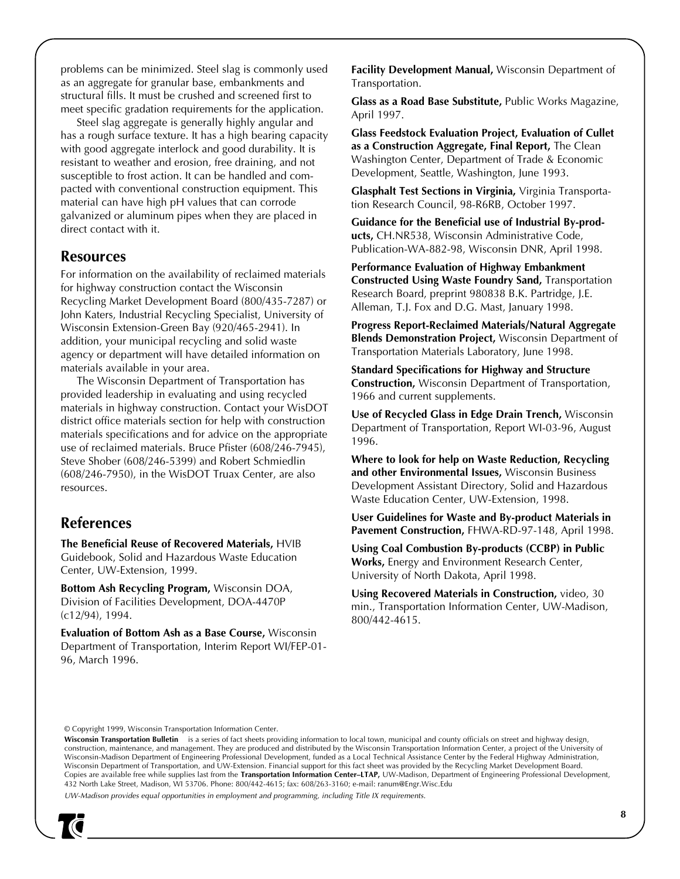problems can be minimized. Steel slag is commonly used as an aggregate for granular base, embankments and structural fills. It must be crushed and screened first to meet specific gradation requirements for the application.

Steel slag aggregate is generally highly angular and has a rough surface texture. It has a high bearing capacity with good aggregate interlock and good durability. It is resistant to weather and erosion, free draining, and not susceptible to frost action. It can be handled and compacted with conventional construction equipment. This material can have high pH values that can corrode galvanized or aluminum pipes when they are placed in direct contact with it.

## Resources

For information on the availability of reclaimed materials for highway construction contact the Wisconsin Recycling Market Development Board (800/435-7287) or John Katers, Industrial Recycling Specialist, University of Wisconsin Extension-Green Bay (920/465-2941). In addition, your municipal recycling and solid waste agency or department will have detailed information on materials available in your area.

The Wisconsin Department of Transportation has provided leadership in evaluating and using recycled materials in highway construction. Contact your WisDOT district office materials section for help with construction materials specifications and for advice on the appropriate use of reclaimed materials. Bruce Pfister (608/246-7945), Steve Shober (608/246-5399) and Robert Schmiedlin (608/246-7950), in the WisDOT Truax Center, are also resources.

## References

**The Beneficial Reuse of Recovered Materials,** HVIB Guidebook, Solid and Hazardous Waste Education Center, UW-Extension, 1999.

**Bottom Ash Recycling Program,** Wisconsin DOA, Division of Facilities Development, DOA-4470P (c12/94), 1994.

**Evaluation of Bottom Ash as a Base Course,** Wisconsin Department of Transportation, Interim Report WI/FEP-01-96, March 1996.

**Facility Development Manual,** Wisconsin Department of Transportation.

**Glass as a Road Base Substitute,** Public Works Magazine, April 1997.

**Glass Feedstock Evaluation Project, Evaluation of Cullet as a Construction Aggregate, Final Report,** The Clean Washington Center, Department of Trade & Economic Development, Seattle, Washington, June 1993.

**Glasphalt Test Sections in Virginia,** Virginia Transportation Research Council, 98-R6RB, October 1997.

**Guidance for the Beneficial use of Industrial By-products,** CH.NR538, Wisconsin Administrative Code, Publication-WA-882-98, Wisconsin DNR, April 1998.

**Performance Evaluation of Highway Embankment Constructed Using Waste Foundry Sand,** Transportation Research Board, preprint 980838 B.K. Partridge, J.E. Alleman, T.J. Fox and D.G. Mast, January 1998.

**Progress Report-Reclaimed Materials/Natural Aggregate Blends Demonstration Project,** Wisconsin Department of Transportation Materials Laboratory, June 1998.

**Standard Specifications for Highway and Structure Construction,** Wisconsin Department of Transportation, 1966 and current supplements.

**Use of Recycled Glass in Edge Drain Trench,** Wisconsin Department of Transportation, Report WI-03-96, August 1996.

**Where to look for help on Waste Reduction, Recycling and other Environmental Issues,** Wisconsin Business Development Assistant Directory, Solid and Hazardous Waste Education Center, UW-Extension, 1998.

**User Guidelines for Waste and By-product Materials in Pavement Construction,** FHWA-RD-97-148, April 1998.

**Using Coal Combustion By-products (CCBP) in Public Works,** Energy and Environment Research Center, University of North Dakota, April 1998.

**Using Recovered Materials in Construction,** video, 30 min., Transportation Information Center, UW-Madison, 800/442-4615.

© Copyright 1999, Wisconsin Transportation Information Center.

**Wisconsin Transportation Bulletin** is a series of fact sheets providing information to local town, municipal and county officials on street and highway design, construction, maintenance, and management. They are produced and distributed by the Wisconsin Transportation Information Center, a project of the University of Wisconsin-Madison Department of Engineering Professional Development, funded as a Local Technical Assistance Center by the Federal Highway Administration, Wisconsin Department of Transportation, and UW-Extension. Financial support for this fact sheet was provided by the Recycling Market Development Board. Copies are available free while supplies last from the **Transportation Information Center–LTAP,** UW-Madison, Department of Engineering Professional Development, 432 North Lake Street, Madison, WI 53706. Phone: 800/442-4615; fax: 608/263-3160; e-mail: ranum@Engr.Wisc.Edu

*UW-Madison provides equal opportunities in employment and programming, including Title IX requirements.*